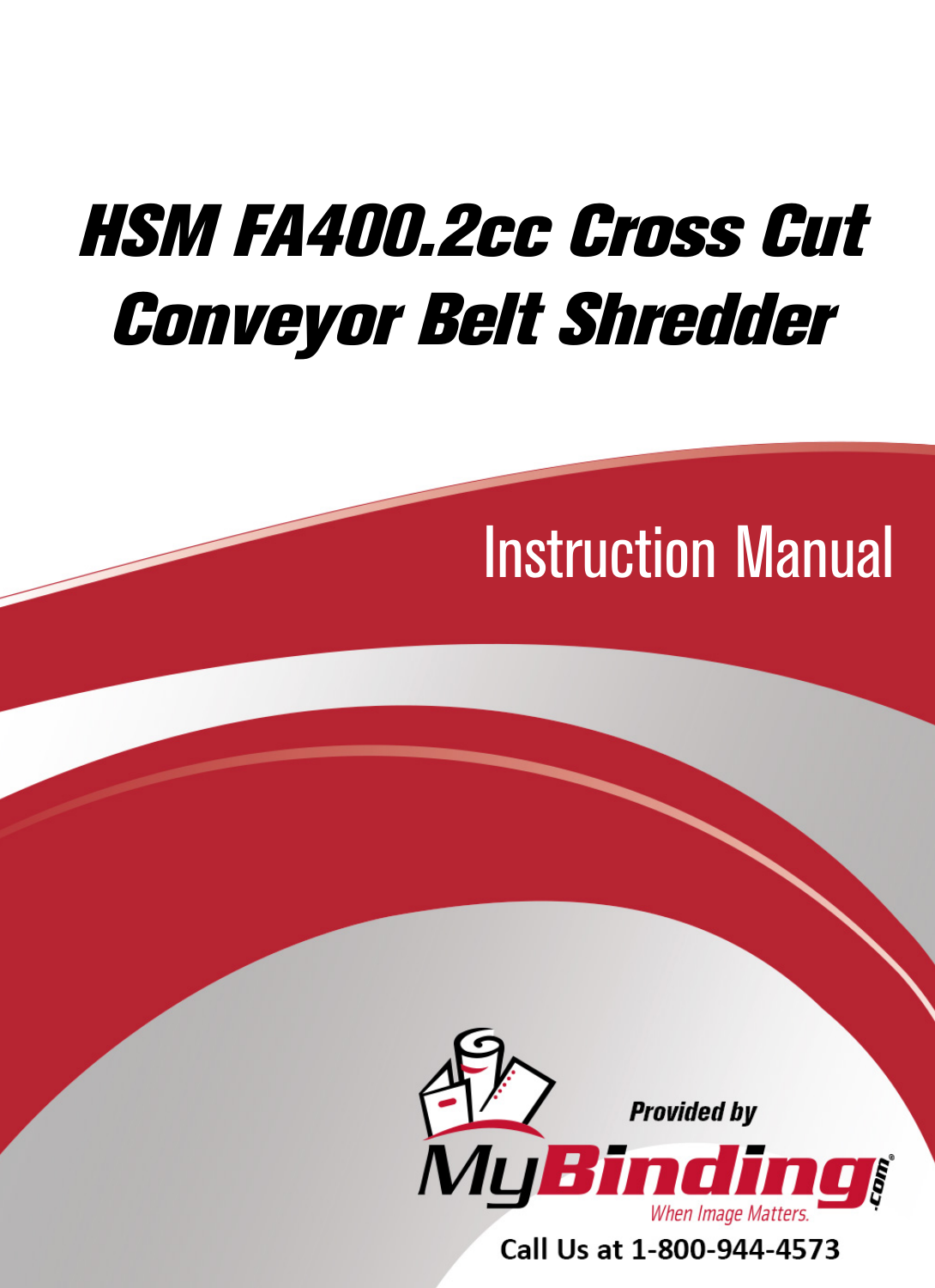# HSM FA400.2cc Cross Cut Conveyor Belt Shredder

## Instruction Manual

Provided by

MyBinding.com

When Image Matters.

Call Us at 1-800-944-4573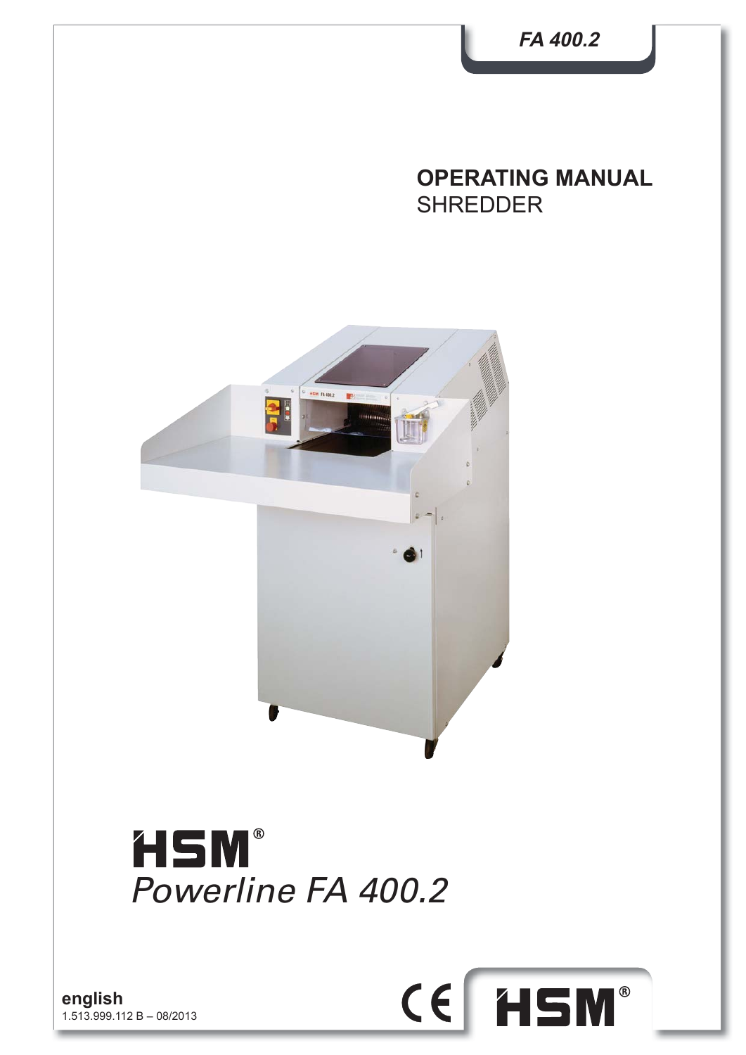# FA 400.2

## OPERATING MANUAL
SHREDDER

# HSM®
*Powerline FA 400.2*

**english**
1.513.999.112 B – 08/2013

CE HSM®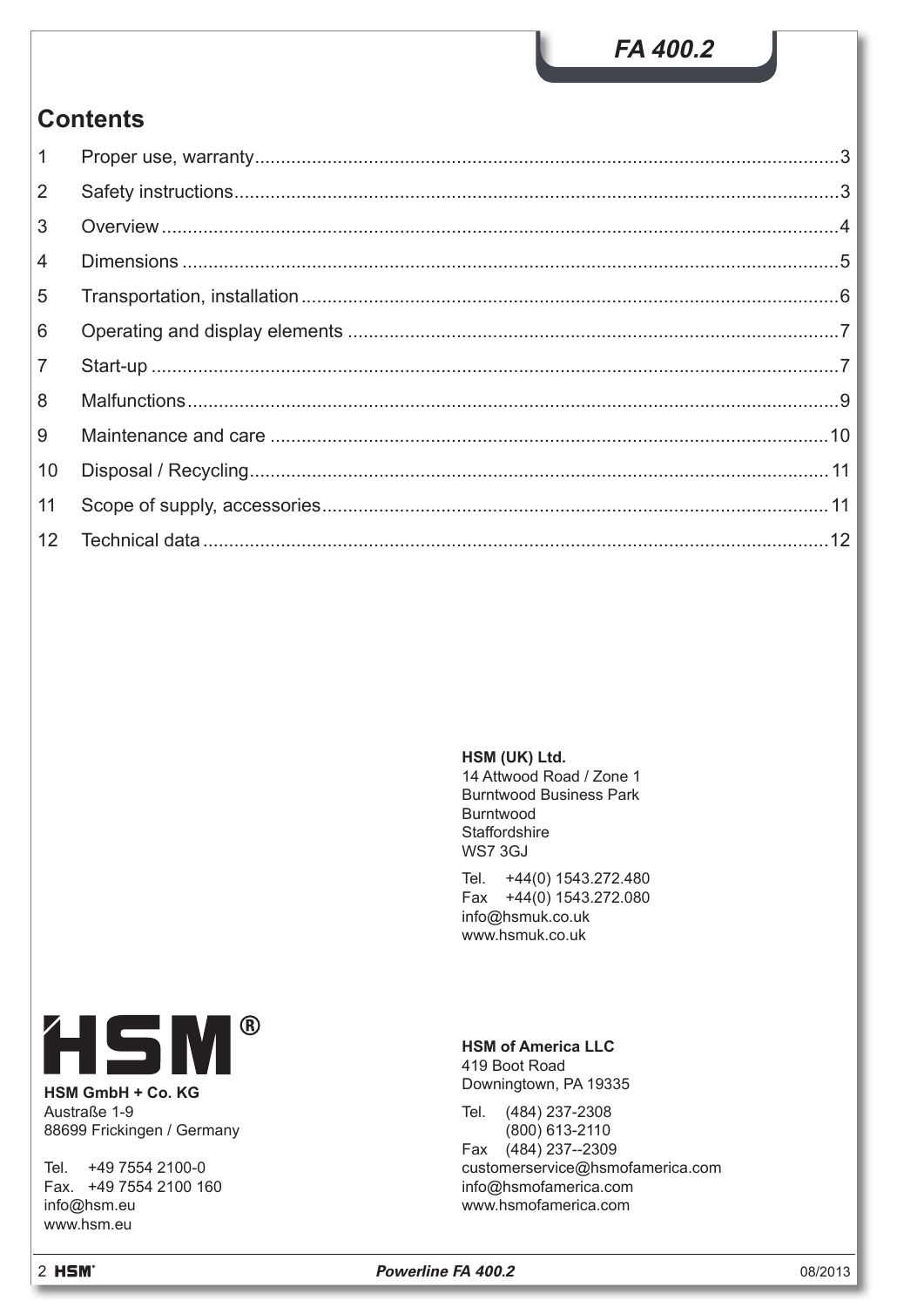## Contents

| | | |
|---|---|---|
| 1 | Proper use, warranty | 3 |
| 2 | Safety instructions | 3 |
| 3 | Overview | 4 |
| 4 | Dimensions | 5 |
| 5 | Transportation, installation | 6 |
| 6 | Operating and display elements | 7 |
| 7 | Start-up | 7 |
| 8 | Malfunctions | 9 |
| 9 | Maintenance and care | 10 |
| 10 | Disposal / Recycling | 11 |
| 11 | Scope of supply, accessories | 11 |
| 12 | Technical data | 12 |

**HSM (UK) Ltd.**
14 Attwood Road / Zone 1
Burntwood Business Park
Burntwood
Staffordshire
WS7 3GJ

Tel. +44(0) 1543.272.480
Fax +44(0) 1543.272.080
info@hsmuk.co.uk
www.hsmuk.co.uk

HSM®

**HSM GmbH + Co. KG**
Austraße 1-9
88699 Frickingen / Germany

Tel. +49 7554 2100-0
Fax. +49 7554 2100 160
info@hsm.eu
www.hsm.eu

**HSM of America LLC**
419 Boot Road
Downingtown, PA 19335

Tel. (484) 237-2308
(800) 613-2110
Fax (484) 237--2309
customerservice@hsmofamerica.com
info@hsmofamerica.com
www.hsmofamerica.com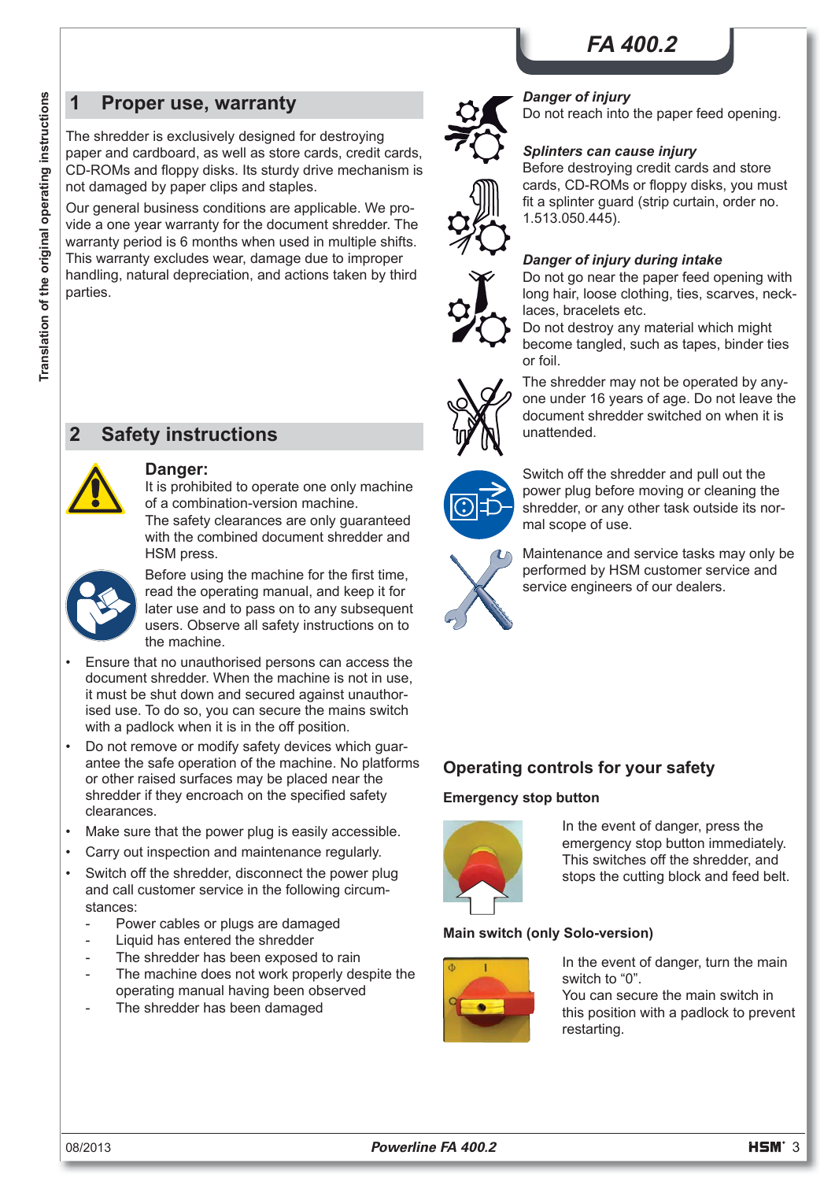## 1 Proper use, warranty

The shredder is exclusively designed for destroying paper and cardboard, as well as store cards, credit cards, CD-ROMs and floppy disks. Its sturdy drive mechanism is not damaged by paper clips and staples.

Our general business conditions are applicable. We provide a one year warranty for the document shredder. The warranty period is 6 months when used in multiple shifts. This warranty excludes wear, damage due to improper handling, natural depreciation, and actions taken by third parties.

## 2 Safety instructions

**Danger:**
It is prohibited to operate one only machine of a combination-version machine.
The safety clearances are only guaranteed with the combined document shredder and HSM press.

Before using the machine for the first time, read the operating manual, and keep it for later use and to pass on to any subsequent users. Observe all safety instructions on to the machine.

- Ensure that no unauthorised persons can access the document shredder. When the machine is not in use, it must be shut down and secured against unauthorised use. To do so, you can secure the mains switch with a padlock when it is in the off position.
- Do not remove or modify safety devices which guarantee the safe operation of the machine. No platforms or other raised surfaces may be placed near the shredder if they encroach on the specified safety clearances.
- Make sure that the power plug is easily accessible.
- Carry out inspection and maintenance regularly.
- Switch off the shredder, disconnect the power plug and call customer service in the following circumstances:
  - Power cables or plugs are damaged
  - Liquid has entered the shredder
  - The shredder has been exposed to rain
  - The machine does not work properly despite the operating manual having been observed
  - The shredder has been damaged

***Danger of injury***
Do not reach into the paper feed opening.

***Splinters can cause injury***
Before destroying credit cards and store cards, CD-ROMs or floppy disks, you must fit a splinter guard (strip curtain, order no. 1.513.050.445).

***Danger of injury during intake***
Do not go near the paper feed opening with long hair, loose clothing, ties, scarves, necklaces, bracelets etc.
Do not destroy any material which might become tangled, such as tapes, binder ties or foil.

The shredder may not be operated by anyone under 16 years of age. Do not leave the document shredder switched on when it is unattended.

Switch off the shredder and pull out the power plug before moving or cleaning the shredder, or any other task outside its normal scope of use.

Maintenance and service tasks may only be performed by HSM customer service and service engineers of our dealers.

### Operating controls for your safety

**Emergency stop button**

In the event of danger, press the emergency stop button immediately. This switches off the shredder, and stops the cutting block and feed belt.

**Main switch (only Solo-version)**

In the event of danger, turn the main switch to “0”.
You can secure the main switch in this position with a padlock to prevent restarting.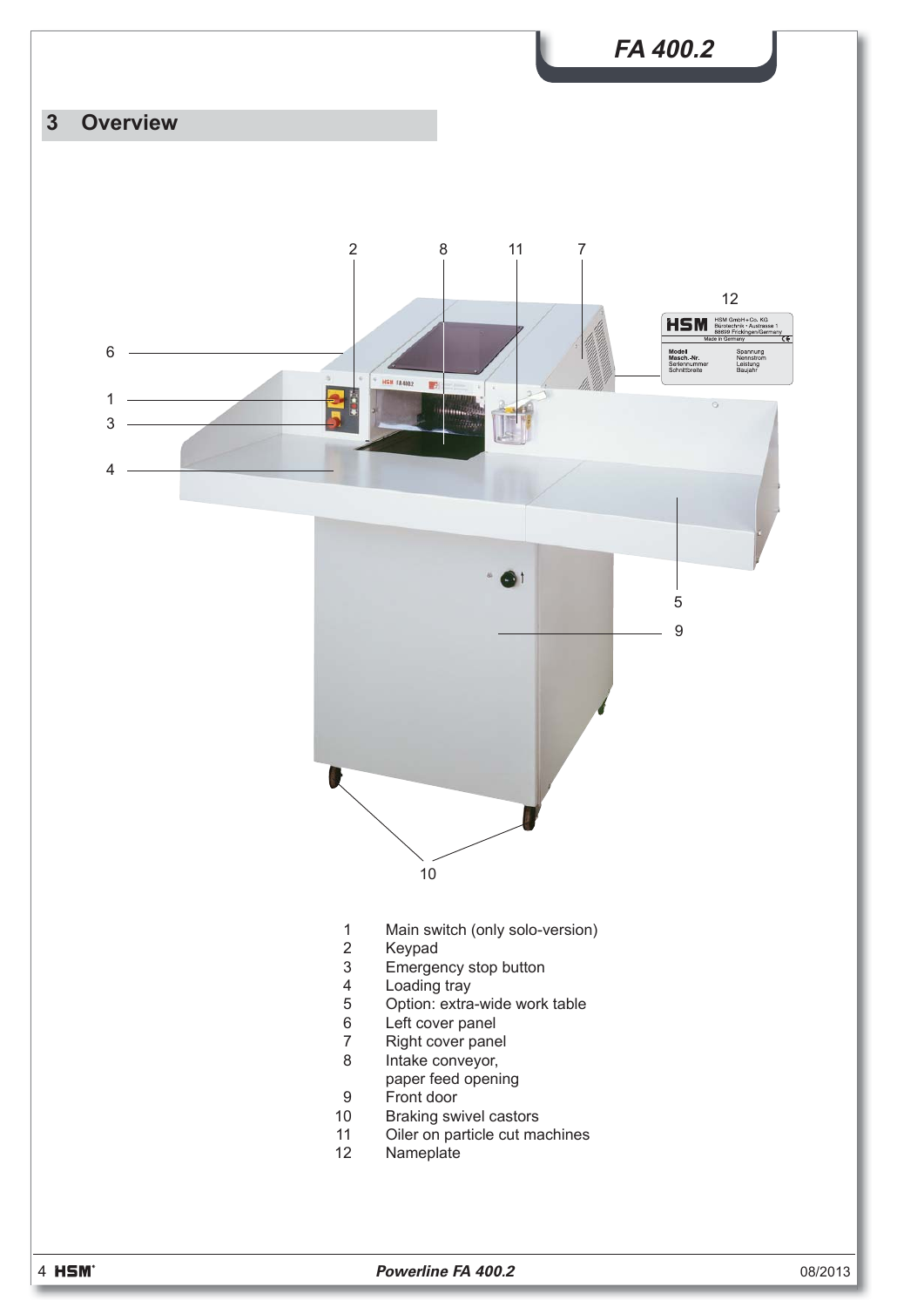# 3 Overview

1. Main switch (only solo-version)
2. Keypad
3. Emergency stop button
4. Loading tray
5. Option: extra-wide work table
6. Left cover panel
7. Right cover panel
8. Intake conveyor, paper feed opening
9. Front door
10. Braking swivel castors
11. Oiler on particle cut machines
12. Nameplate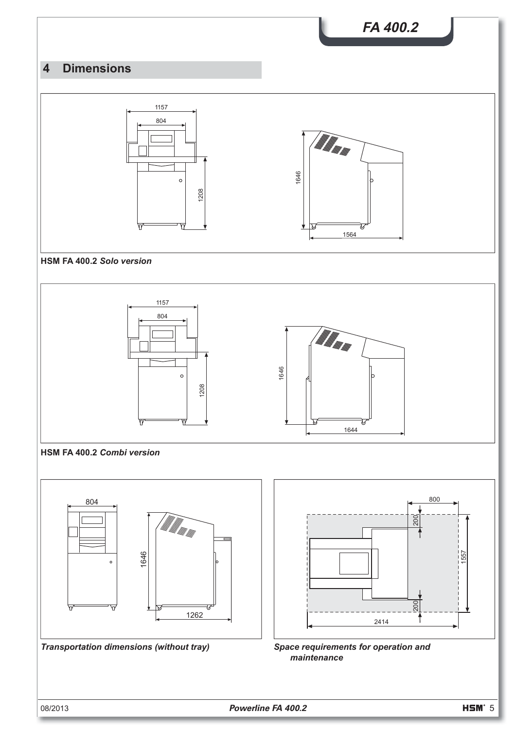# 4 Dimensions

1157
804
1208
1646
1564

**HSM FA 400.2** *Solo version*

1157
804
1208
1646
1644

**HSM FA 400.2** *Combi version*

804
1646
1262

*Transportation dimensions (without tray)*

800
200
1557
200
2414

*Space requirements for operation and maintenance*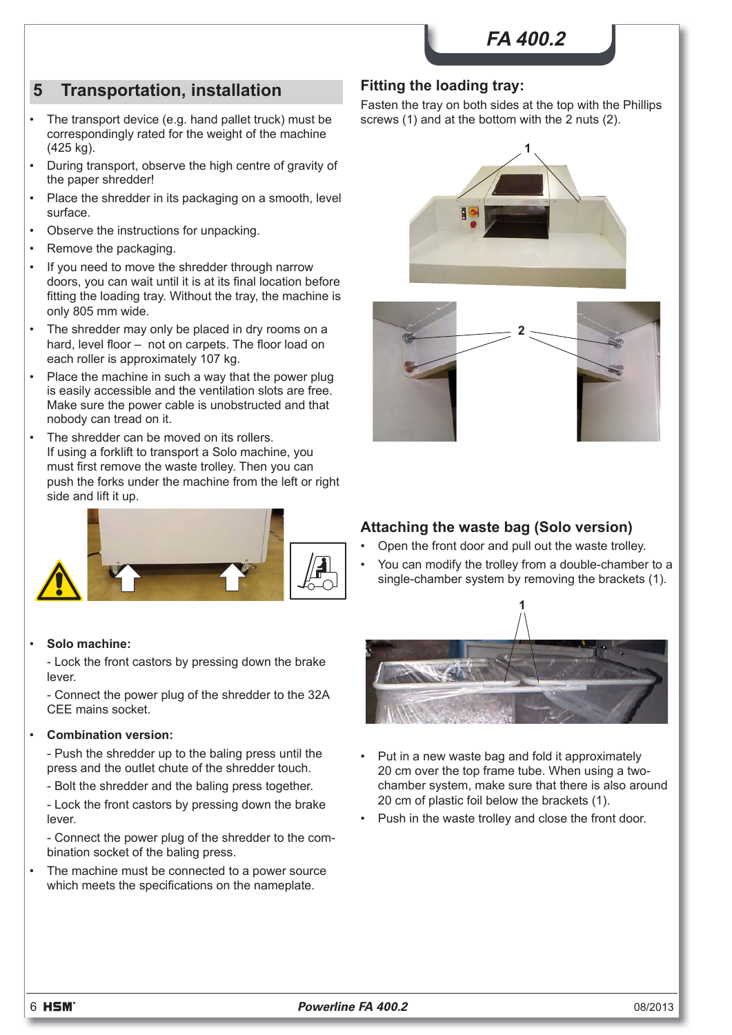## 5 Transportation, installation

- The transport device (e.g. hand pallet truck) must be correspondingly rated for the weight of the machine (425 kg).
- During transport, observe the high centre of gravity of the paper shredder!
- Place the shredder in its packaging on a smooth, level surface.
- Observe the instructions for unpacking.
- Remove the packaging.
- If you need to move the shredder through narrow doors, you can wait until it is at its final location before fitting the loading tray. Without the tray, the machine is only 805 mm wide.
- The shredder may only be placed in dry rooms on a hard, level floor – not on carpets. The floor load on each roller is approximately 107 kg.
- Place the machine in such a way that the power plug is easily accessible and the ventilation slots are free. Make sure the power cable is unobstructed and that nobody can tread on it.
- The shredder can be moved on its rollers. If using a forklift to transport a Solo machine, you must first remove the waste trolley. Then you can push the forks under the machine from the left or right side and lift it up.

- **Solo machine:**

  - Lock the front castors by pressing down the brake lever.

  - Connect the power plug of the shredder to the 32A CEE mains socket.

- **Combination version:**

  - Push the shredder up to the baling press until the press and the outlet chute of the shredder touch.

  - Bolt the shredder and the baling press together.

  - Lock the front castors by pressing down the brake lever.

  - Connect the power plug of the shredder to the combination socket of the baling press.

- The machine must be connected to a power source which meets the specifications on the nameplate.

### Fitting the loading tray:

Fasten the tray on both sides at the top with the Phillips screws (1) and at the bottom with the 2 nuts (2).

### Attaching the waste bag (Solo version)

- Open the front door and pull out the waste trolley.
- You can modify the trolley from a double-chamber to a single-chamber system by removing the brackets (1).

- Put in a new waste bag and fold it approximately 20 cm over the top frame tube. When using a two-chamber system, make sure that there is also around 20 cm of plastic foil below the brackets (1).
- Push in the waste trolley and close the front door.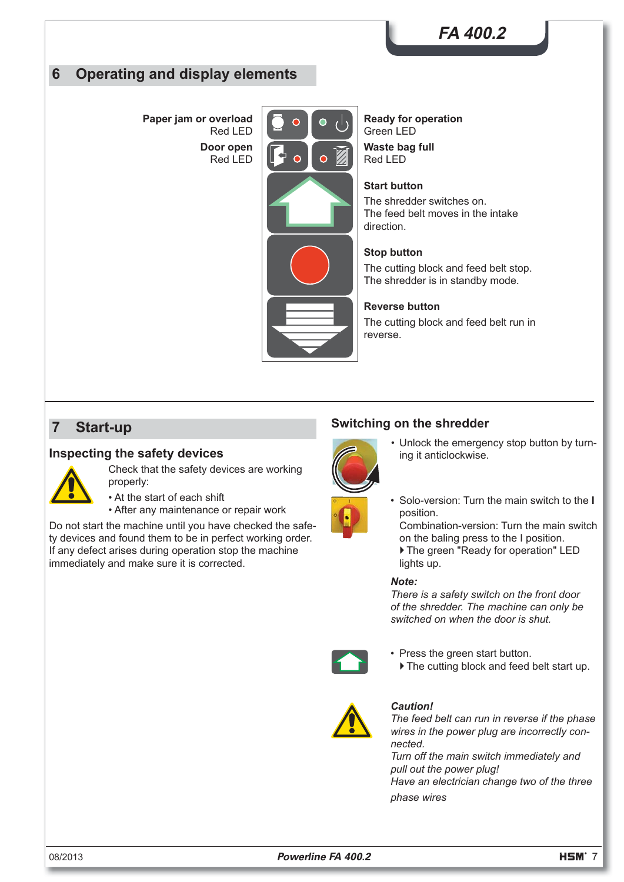# 6 Operating and display elements

**Paper jam or overload**
Red LED

**Door open**
Red LED

**Ready for operation**
Green LED

**Waste bag full**
Red LED

**Start button**
The shredder switches on.
The feed belt moves in the intake direction.

**Stop button**
The cutting block and feed belt stop.
The shredder is in standby mode.

**Reverse button**
The cutting block and feed belt run in reverse.

# 7 Start-up

## Inspecting the safety devices

Check that the safety devices are working properly:

- At the start of each shift
- After any maintenance or repair work

Do not start the machine until you have checked the safety devices and found them to be in perfect working order. If any defect arises during operation stop the machine immediately and make sure it is corrected.

## Switching on the shredder

- Unlock the emergency stop button by turning it anticlockwise.
- Solo-version: Turn the main switch to the **I** position.
  Combination-version: Turn the main switch on the baling press to the I position.
  ▶ The green "Ready for operation" LED lights up.

***Note:***
*There is a safety switch on the front door of the shredder. The machine can only be switched on when the door is shut.*

- Press the green start button.
  ▶ The cutting block and feed belt start up.

***Caution!***
*The feed belt can run in reverse if the phase wires in the power plug are incorrectly connected.*
*Turn off the main switch immediately and pull out the power plug!*
*Have an electrician change two of the three phase wires*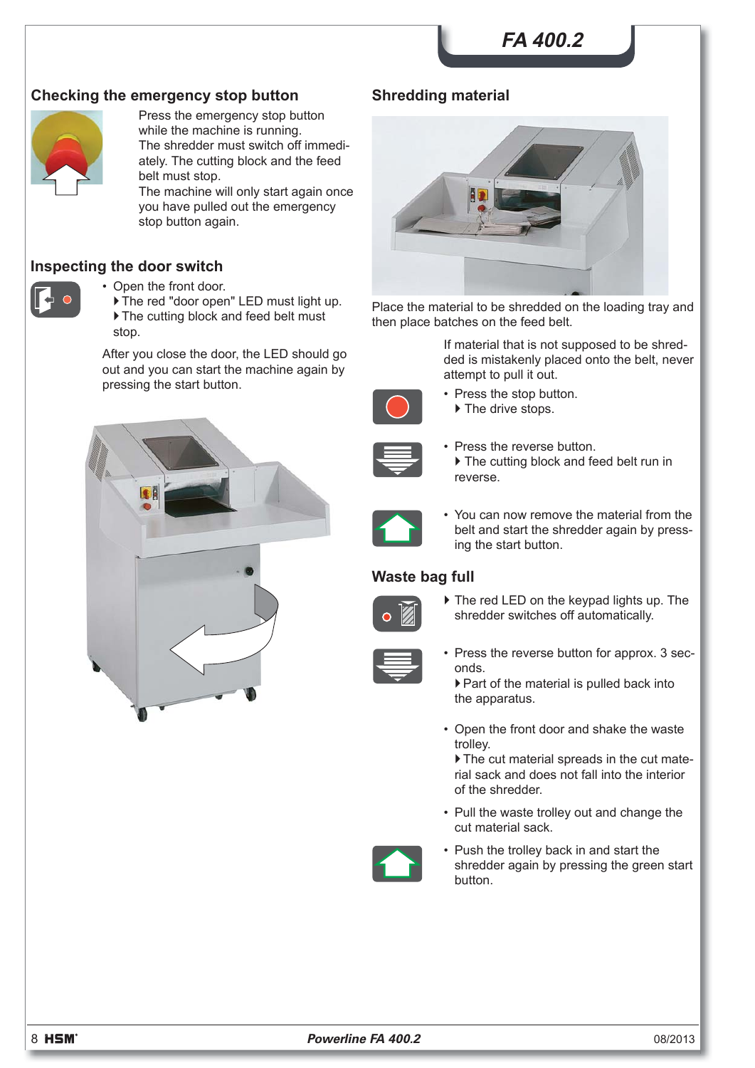## Checking the emergency stop button

Press the emergency stop button while the machine is running.
The shredder must switch off immediately. The cutting block and the feed belt must stop.
The machine will only start again once you have pulled out the emergency stop button again.

## Inspecting the door switch

- Open the front door.
  ▸ The red "door open" LED must light up.
  ▸ The cutting block and feed belt must stop.

After you close the door, the LED should go out and you can start the machine again by pressing the start button.

## Shredding material

Place the material to be shredded on the loading tray and then place batches on the feed belt.

If material that is not supposed to be shredded is mistakenly placed onto the belt, never attempt to pull it out.

- Press the stop button.
  ▸ The drive stops.
- Press the reverse button.
  ▸ The cutting block and feed belt run in reverse.
- You can now remove the material from the belt and start the shredder again by pressing the start button.

## Waste bag full

▸ The red LED on the keypad lights up. The shredder switches off automatically.

- Press the reverse button for approx. 3 seconds.
  ▸ Part of the material is pulled back into the apparatus.
- Open the front door and shake the waste trolley.
  ▸ The cut material spreads in the cut material sack and does not fall into the interior of the shredder.
- Pull the waste trolley out and change the cut material sack.
- Push the trolley back in and start the shredder again by pressing the green start button.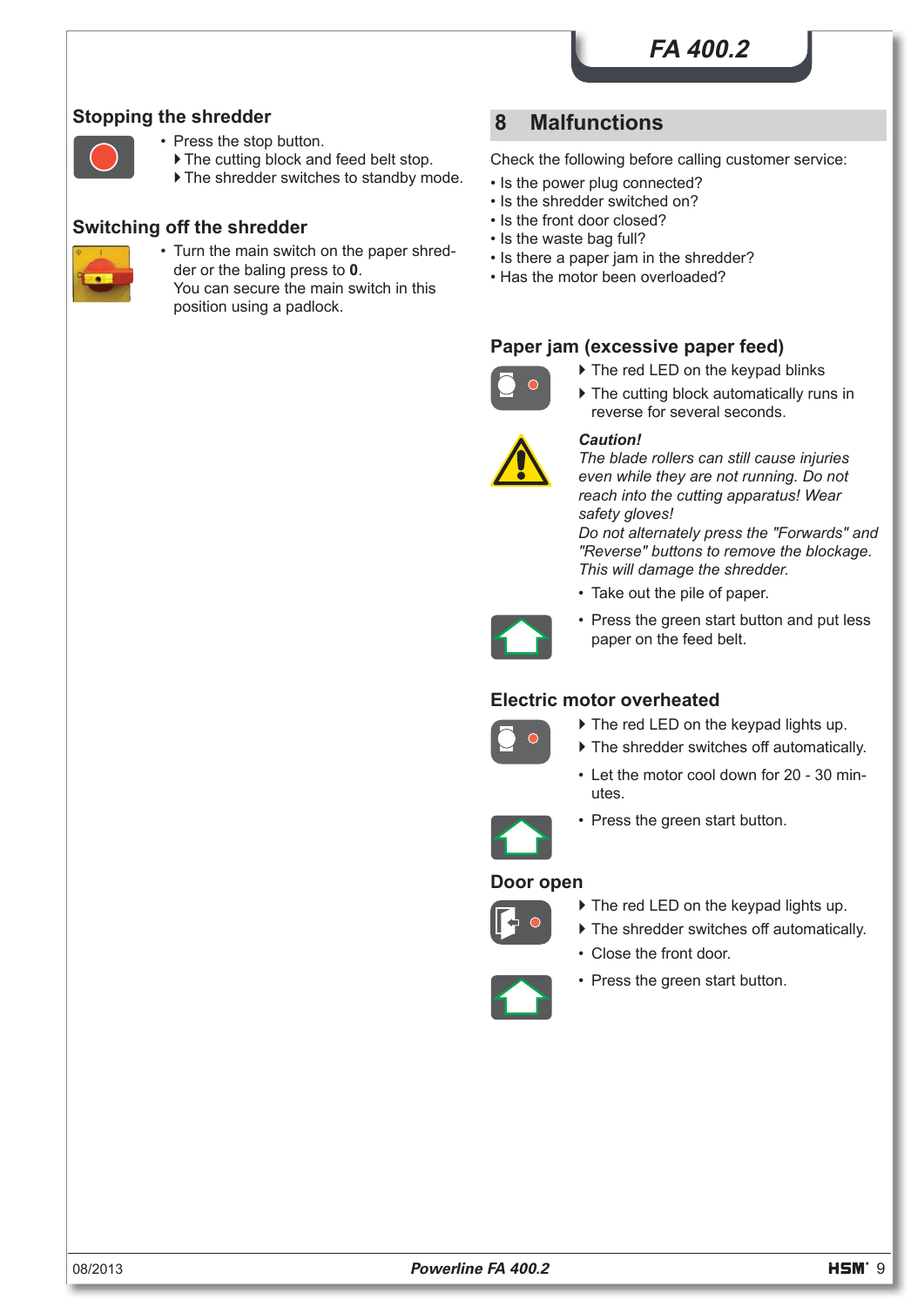## Stopping the shredder

- Press the stop button.
  - ▸ The cutting block and feed belt stop.
  - ▸ The shredder switches to standby mode.

## Switching off the shredder

- Turn the main switch on the paper shredder or the baling press to **0**.
  You can secure the main switch in this position using a padlock.

# 8 Malfunctions

Check the following before calling customer service:

- Is the power plug connected?
- Is the shredder switched on?
- Is the front door closed?
- Is the waste bag full?
- Is there a paper jam in the shredder?
- Has the motor been overloaded?

## Paper jam (excessive paper feed)

- ▸ The red LED on the keypad blinks
- ▸ The cutting block automatically runs in reverse for several seconds.

***Caution!***
*The blade rollers can still cause injuries even while they are not running. Do not reach into the cutting apparatus! Wear safety gloves!*
*Do not alternately press the "Forwards" and "Reverse" buttons to remove the blockage. This will damage the shredder.*

- Take out the pile of paper.
- Press the green start button and put less paper on the feed belt.

## Electric motor overheated

- ▸ The red LED on the keypad lights up.
- ▸ The shredder switches off automatically.
- Let the motor cool down for 20 - 30 minutes.
- Press the green start button.

## Door open

- ▸ The red LED on the keypad lights up.
- ▸ The shredder switches off automatically.
- Close the front door.
- Press the green start button.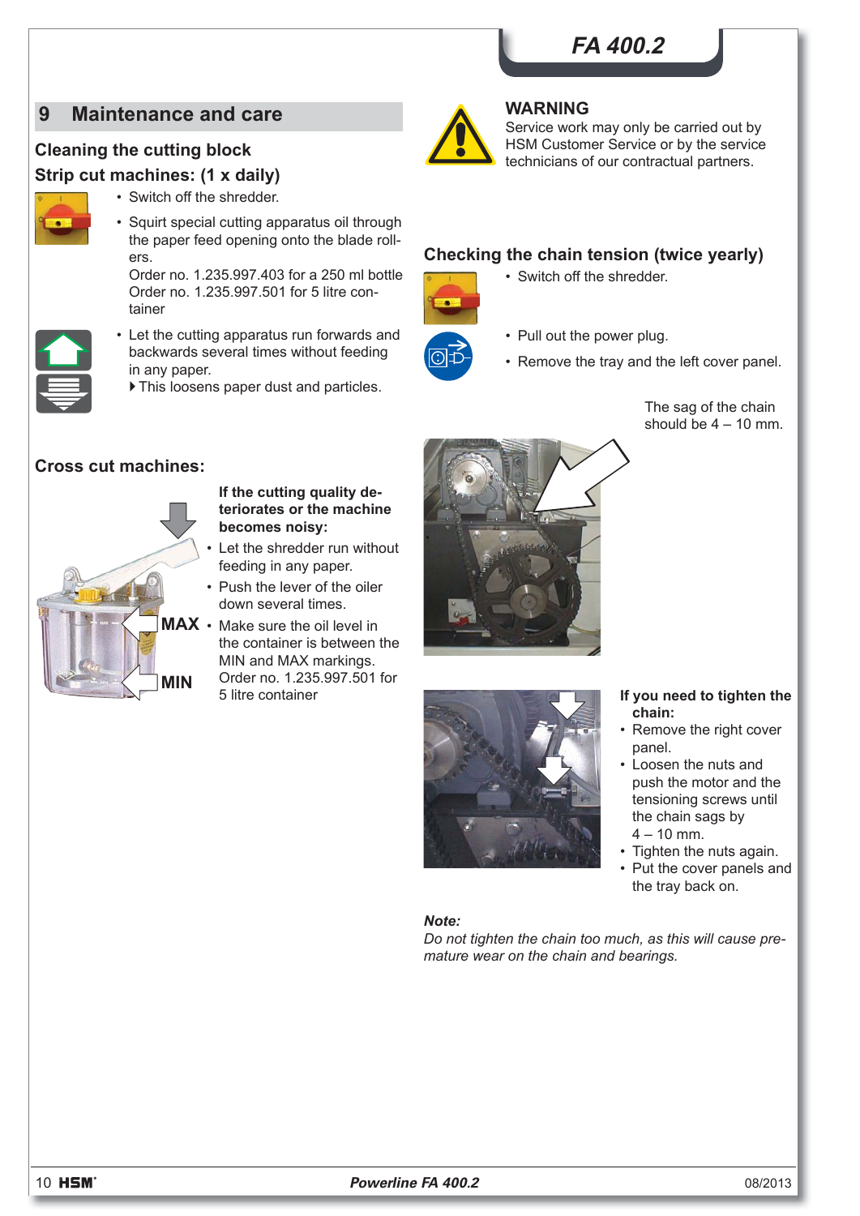# 9 Maintenance and care

## Cleaning the cutting block

### Strip cut machines: (1 x daily)

- Switch off the shredder.
- Squirt special cutting apparatus oil through the paper feed opening onto the blade rollers.
  Order no. 1.235.997.403 for a 250 ml bottle
  Order no. 1.235.997.501 for 5 litre container
- Let the cutting apparatus run forwards and backwards several times without feeding in any paper.
  ▸ This loosens paper dust and particles.

### Cross cut machines:

**If the cutting quality deteriorates or the machine becomes noisy:**

- Let the shredder run without feeding in any paper.
- Push the lever of the oiler down several times.
- Make sure the oil level in the container is between the MIN and MAX markings.
  Order no. 1.235.997.501 for 5 litre container

MAX

MIN

**WARNING**
Service work may only be carried out by HSM Customer Service or by the service technicians of our contractual partners.

## Checking the chain tension (twice yearly)

- Switch off the shredder.
- Pull out the power plug.
- Remove the tray and the left cover panel.

The sag of the chain should be 4 – 10 mm.

**If you need to tighten the chain:**

- Remove the right cover panel.
- Loosen the nuts and push the motor and the tensioning screws until the chain sags by 4 – 10 mm.
- Tighten the nuts again.
- Put the cover panels and the tray back on.

***Note:***
*Do not tighten the chain too much, as this will cause premature wear on the chain and bearings.*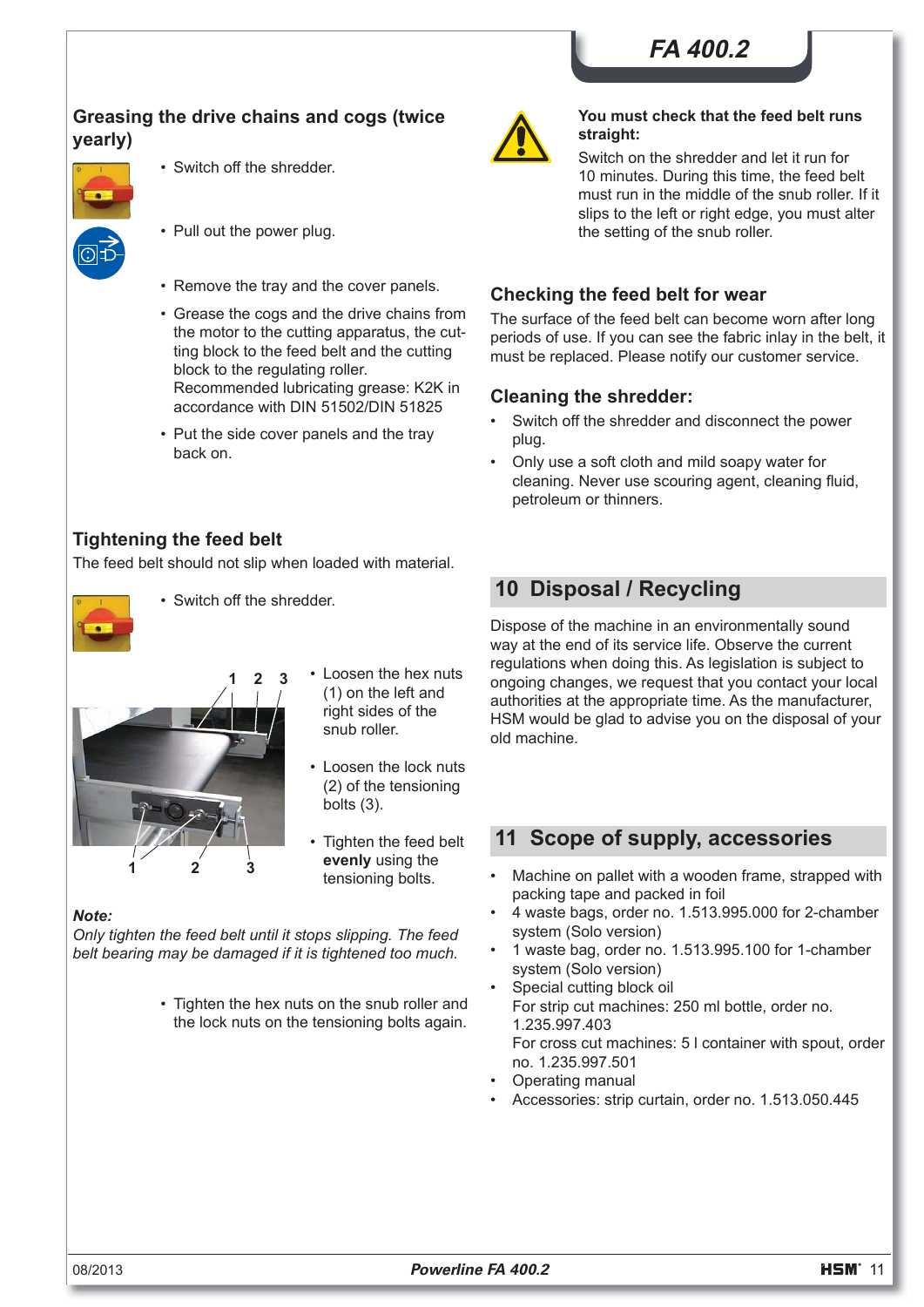### Greasing the drive chains and cogs (twice yearly)

- Switch off the shredder.
- Pull out the power plug.
- Remove the tray and the cover panels.
- Grease the cogs and the drive chains from the motor to the cutting apparatus, the cutting block to the feed belt and the cutting block to the regulating roller.
  Recommended lubricating grease: K2K in accordance with DIN 51502/DIN 51825
- Put the side cover panels and the tray back on.

### Tightening the feed belt

The feed belt should not slip when loaded with material.

- Switch off the shredder.
- Loosen the hex nuts (1) on the left and right sides of the snub roller.
- Loosen the lock nuts (2) of the tensioning bolts (3).
- Tighten the feed belt **evenly** using the tensioning bolts.

***Note:***
*Only tighten the feed belt until it stops slipping. The feed belt bearing may be damaged if it is tightened too much.*

- Tighten the hex nuts on the snub roller and the lock nuts on the tensioning bolts again.

**You must check that the feed belt runs straight:**

Switch on the shredder and let it run for 10 minutes. During this time, the feed belt must run in the middle of the snub roller. If it slips to the left or right edge, you must alter the setting of the snub roller.

### Checking the feed belt for wear

The surface of the feed belt can become worn after long periods of use. If you can see the fabric inlay in the belt, it must be replaced. Please notify our customer service.

### Cleaning the shredder:

- Switch off the shredder and disconnect the power plug.
- Only use a soft cloth and mild soapy water for cleaning. Never use scouring agent, cleaning fluid, petroleum or thinners.

## 10 Disposal / Recycling

Dispose of the machine in an environmentally sound way at the end of its service life. Observe the current regulations when doing this. As legislation is subject to ongoing changes, we request that you contact your local authorities at the appropriate time. As the manufacturer, HSM would be glad to advise you on the disposal of your old machine.

## 11 Scope of supply, accessories

- Machine on pallet with a wooden frame, strapped with packing tape and packed in foil
- 4 waste bags, order no. 1.513.995.000 for 2-chamber system (Solo version)
- 1 waste bag, order no. 1.513.995.100 for 1-chamber system (Solo version)
- Special cutting block oil
  For strip cut machines: 250 ml bottle, order no. 1.235.997.403
  For cross cut machines: 5 l container with spout, order no. 1.235.997.501
- Operating manual
- Accessories: strip curtain, order no. 1.513.050.445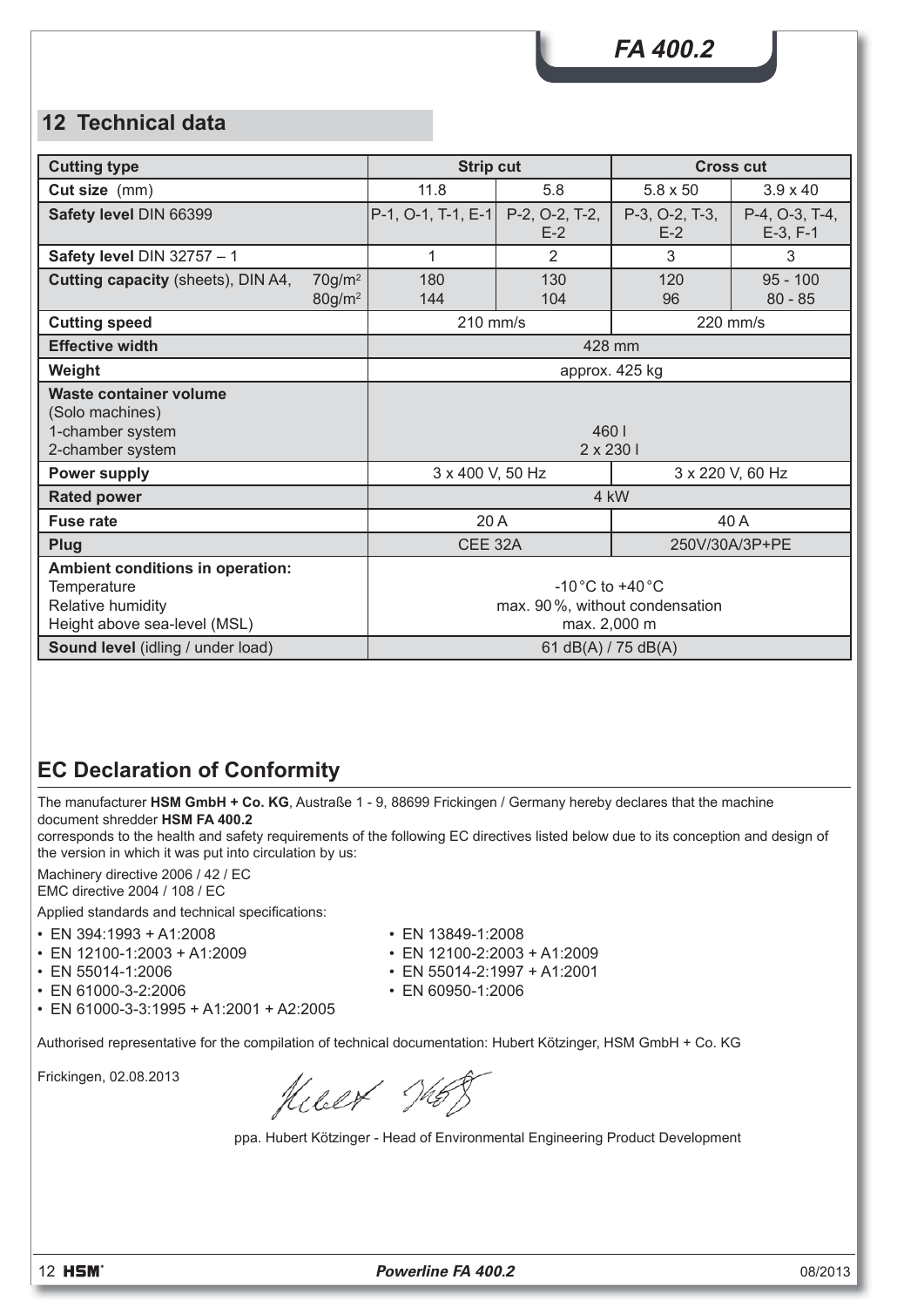## 12 Technical data

| Cutting type | Strip cut | | Cross cut | |
|---|---|---|---|---|
| **Cut size** (mm) | 11.8 | 5.8 | 5.8 x 50 | 3.9 x 40 |
| **Safety level** DIN 66399 | P-1, O-1, T-1, E-1 | P-2, O-2, T-2, E-2 | P-3, O-2, T-3, E-2 | P-4, O-3, T-4, E-3, F-1 |
| **Safety level** DIN 32757 – 1 | 1 | 2 | 3 | 3 |
| **Cutting capacity** (sheets), DIN A4, 70g/m² 80g/m² | 180 144 | 130 104 | 120 96 | 95 - 100 80 - 85 |
| **Cutting speed** | 210 mm/s | | 220 mm/s | |
| **Effective width** | 428 mm | | | |
| **Weight** | approx. 425 kg | | | |
| **Waste container volume** (Solo machines) 1-chamber system 2-chamber system | 460 l 2 x 230 l | | | |
| **Power supply** | 3 x 400 V, 50 Hz | | 3 x 220 V, 60 Hz | |
| **Rated power** | 4 kW | | | |
| **Fuse rate** | 20 A | | 40 A | |
| **Plug** | CEE 32A | | 250V/30A/3P+PE | |
| **Ambient conditions in operation:** Temperature Relative humidity Height above sea-level (MSL) | -10 °C to +40 °C max. 90 %, without condensation max. 2,000 m | | | |
| **Sound level** (idling / under load) | 61 dB(A) / 75 dB(A) | | | |

## EC Declaration of Conformity

The manufacturer **HSM GmbH + Co. KG**, Austraße 1 - 9, 88699 Frickingen / Germany hereby declares that the machine document shredder **HSM FA 400.2**
corresponds to the health and safety requirements of the following EC directives listed below due to its conception and design of the version in which it was put into circulation by us:

Machinery directive 2006 / 42 / EC
EMC directive 2004 / 108 / EC

Applied standards and technical specifications:

- EN 394:1993 + A1:2008
- EN 12100-1:2003 + A1:2009
- EN 55014-1:2006
- EN 61000-3-2:2006
- EN 61000-3-3:1995 + A1:2001 + A2:2005
- EN 13849-1:2008
- EN 12100-2:2003 + A1:2009
- EN 55014-2:1997 + A1:2001
- EN 60950-1:2006

Authorised representative for the compilation of technical documentation: Hubert Kötzinger, HSM GmbH + Co. KG

Frickingen, 02.08.2013

ppa. Hubert Kötzinger - Head of Environmental Engineering Product Development